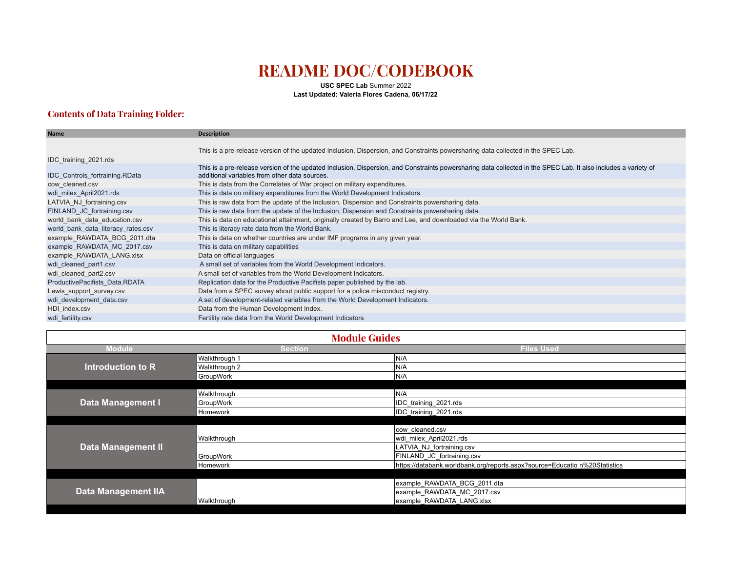# README DOC/CODEBOOK

**USC SPEC Lab** Summer 2022
**Last Updated: Valeria Flores Cadena, 06/17/22**

## Contents of Data Training Folder:

| Name | Description |
|---|---|
| IDC_training_2021.rds | This is a pre-release version of the updated Inclusion, Dispersion, and Constraints powersharing data collected in the SPEC Lab. |
| IDC_Controls_fortraining.RData | This is a pre-release version of the updated Inclusion, Dispersion, and Constraints powersharing data collected in the SPEC Lab. It also includes a variety of additional variables from other data sources. |
| cow_cleaned.csv | This is data from the Correlates of War project on military expenditures. |
| wdi_milex_April2021.rds | This is data on military expenditures from the World Development Indicators. |
| LATVIA_NJ_fortraining.csv | This is raw data from the update of the Inclusion, Dispersion and Constraints powersharing data. |
| FINLAND_JC_fortraining.csv | This is raw data from the update of the Inclusion, Dispersion and Constraints powersharing data. |
| world_bank_data_education.csv | This is data on educational attainment, originally created by Barro and Lee, and downloaded via the World Bank. |
| world_bank_data_literacy_rates.csv | This is literacy rate data from the World Bank. |
| example_RAWDATA_BCG_2011.dta | This is data on whether countries are under IMF programs in any given year. |
| example_RAWDATA_MC_2017.csv | This is data on military capabilities |
| example_RAWDATA_LANG.xlsx | Data on official languages |
| wdi_cleaned_part1.csv | A small set of variables from the World Development Indicators. |
| wdi_cleaned_part2.csv | A small set of variables from the World Development Indicators. |
| ProductivePacifists_Data.RDATA | Replication data for the Productive Pacifists paper published by the lab. |
| Lewis_support_survey.csv | Data from a SPEC survey about public support for a police misconduct registry. |
| wdi_development_data.csv | A set of development-related variables from the World Development Indicators. |
| HDI_index.csv | Data from the Human Development Index. |
| wdi_fertility.csv | Fertility rate data from the World Development Indicators |

## Module Guides

| Module | Section | Files Used |
|---|---|---|
| Introduction to R | Walkthrough 1 | N/A |
| | Walkthrough 2 | N/A |
| | GroupWork | N/A |
| Data Management I | Walkthrough | N/A |
| | GroupWork | IDC_training_2021.rds |
| | Homework | IDC_training_2021.rds |
| Data Management II | Walkthrough | cow_cleaned.csv |
| | | wdi_milex_April2021.rds |
| | GroupWork | LATVIA_NJ_fortraining.csv |
| | | FINLAND_JC_fortraining.csv |
| | Homework | https://databank.worldbank.org/reports.aspx?source=Educatio n%20Statistics |
| Data Management IIA | Walkthrough | example_RAWDATA_BCG_2011.dta |
| | | example_RAWDATA_MC_2017.csv |
| | | example_RAWDATA_LANG.xlsx |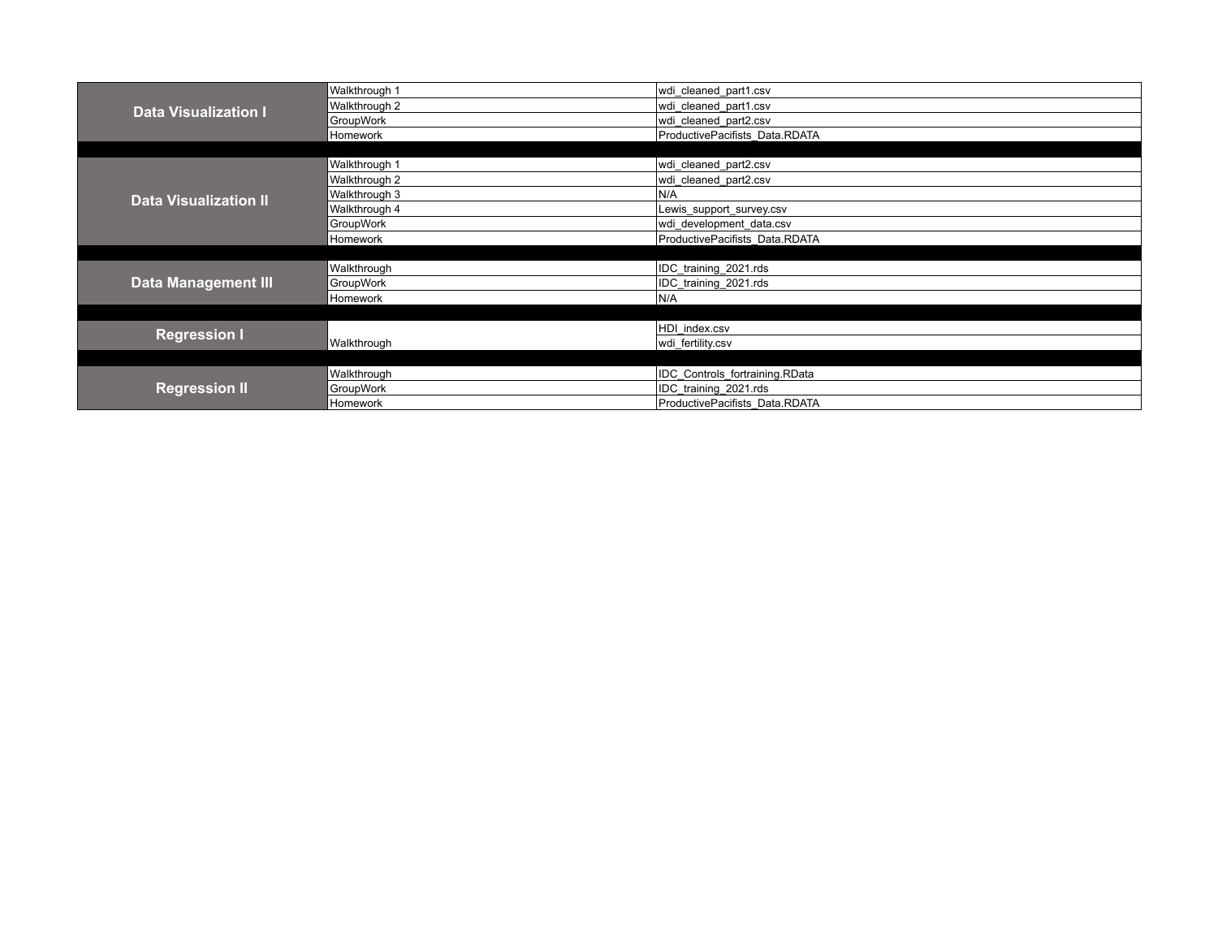| | | |
|---|---|---|
| **Data Visualization I** | Walkthrough 1 | wdi_cleaned_part1.csv |
| | Walkthrough 2 | wdi_cleaned_part1.csv |
| | GroupWork | wdi_cleaned_part2.csv |
| | Homework | ProductivePacifists_Data.RDATA |
| | | |
| **Data Visualization II** | Walkthrough 1 | wdi_cleaned_part2.csv |
| | Walkthrough 2 | wdi_cleaned_part2.csv |
| | Walkthrough 3 | N/A |
| | Walkthrough 4 | Lewis_support_survey.csv |
| | GroupWork | wdi_development_data.csv |
| | Homework | ProductivePacifists_Data.RDATA |
| | | |
| **Data Management III** | Walkthrough | IDC_training_2021.rds |
| | GroupWork | IDC_training_2021.rds |
| | Homework | N/A |
| | | |
| **Regression I** | Walkthrough | HDI_index.csv |
| | | wdi_fertility.csv |
| | | |
| **Regression II** | Walkthrough | IDC_Controls_fortraining.RData |
| | GroupWork | IDC_training_2021.rds |
| | Homework | ProductivePacifists_Data.RDATA |